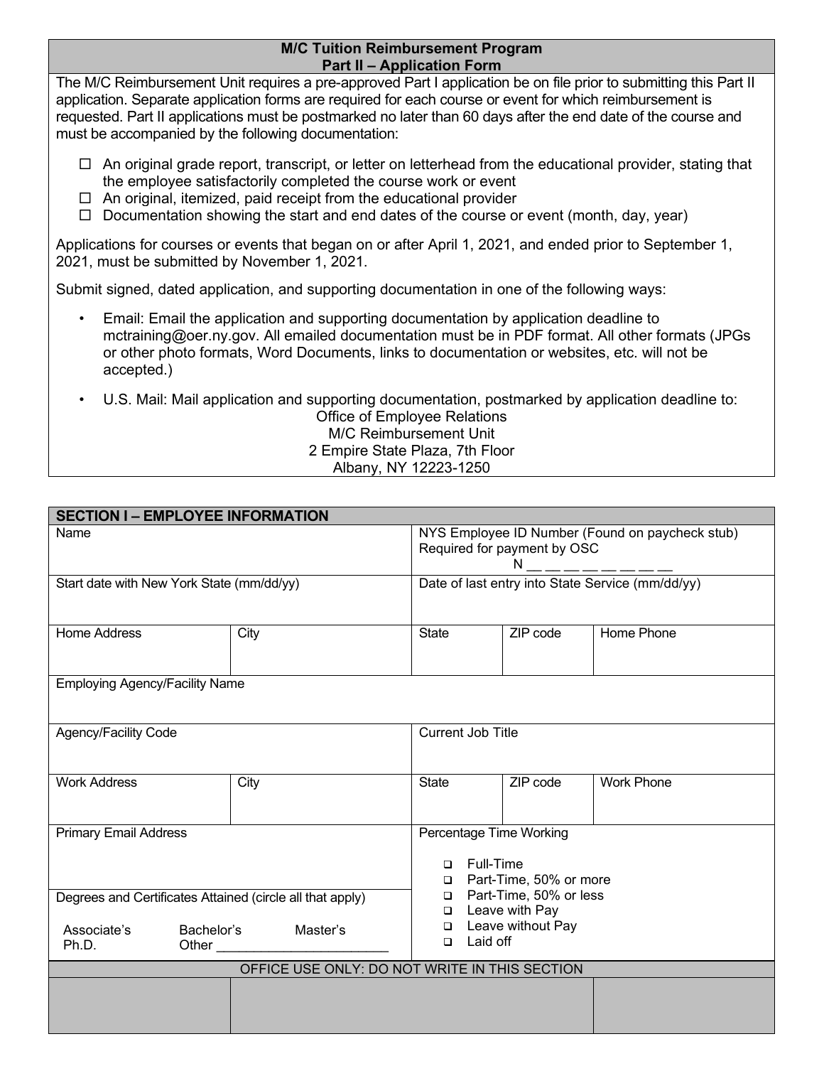## M/C Tuition Reimbursement Program
## Part II – Application Form

The M/C Reimbursement Unit requires a pre-approved Part I application be on file prior to submitting this Part II application. Separate application forms are required for each course or event for which reimbursement is requested. Part II applications must be postmarked no later than 60 days after the end date of the course and must be accompanied by the following documentation:

- ☐ An original grade report, transcript, or letter on letterhead from the educational provider, stating that the employee satisfactorily completed the course work or event
- ☐ An original, itemized, paid receipt from the educational provider
- ☐ Documentation showing the start and end dates of the course or event (month, day, year)

Applications for courses or events that began on or after April 1, 2021, and ended prior to September 1, 2021, must be submitted by November 1, 2021.

Submit signed, dated application, and supporting documentation in one of the following ways:

- Email: Email the application and supporting documentation by application deadline to mctraining@oer.ny.gov. All emailed documentation must be in PDF format. All other formats (JPGs or other photo formats, Word Documents, links to documentation or websites, etc. will not be accepted.)
- U.S. Mail: Mail application and supporting documentation, postmarked by application deadline to:

  Office of Employee Relations
  M/C Reimbursement Unit
  2 Empire State Plaza, 7th Floor
  Albany, NY 12223-1250

## SECTION I – EMPLOYEE INFORMATION

| | | | | |
|---|---|---|---|---|
| Name | | NYS Employee ID Number (Found on paycheck stub) Required for payment by OSC N __ __ __ __ __ __ __ __ | | |
| Start date with New York State (mm/dd/yy) | | Date of last entry into State Service (mm/dd/yy) | | |
| Home Address | City | State | ZIP code | Home Phone |
| Employing Agency/Facility Name | | | | |
| Agency/Facility Code | | Current Job Title | | |
| Work Address | City | State | ZIP code | Work Phone |
| Primary Email Address | | Percentage Time Working<br>❑ Full-Time<br>❑ Part-Time, 50% or more<br>❑ Part-Time, 50% or less<br>❑ Leave with Pay<br>❑ Leave without Pay<br>❑ Laid off | | |
| Degrees and Certificates Attained (circle all that apply)<br>Associate's Bachelor's Master's<br>Ph.D. Other ________________________ | | | | |
| OFFICE USE ONLY: DO NOT WRITE IN THIS SECTION | | | | |
| | | | | |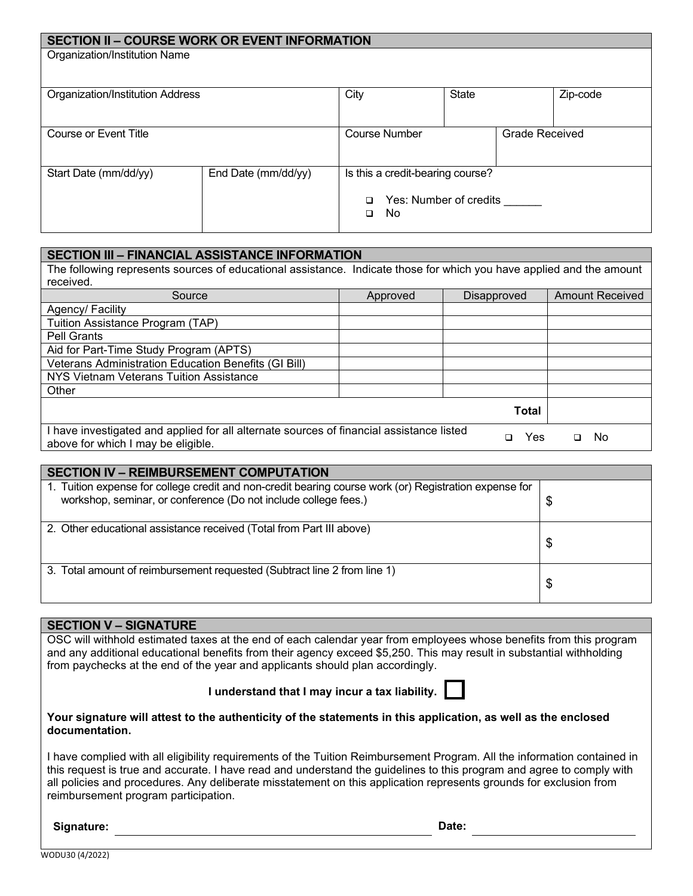## SECTION II – COURSE WORK OR EVENT INFORMATION

| | | | | |
|---|---|---|---|---|
| Organization/Institution Name | | | | |
| Organization/Institution Address | | City | State | Zip-code |
| Course or Event Title | | Course Number | Grade Received | |
| Start Date (mm/dd/yy) | End Date (mm/dd/yy) | Is this a credit-bearing course?<br>☐ Yes: Number of credits ______<br>☐ No | | |

## SECTION III – FINANCIAL ASSISTANCE INFORMATION

The following represents sources of educational assistance. Indicate those for which you have applied and the amount received.

| Source | Approved | Disapproved | Amount Received |
|---|---|---|---|
| Agency/ Facility | | | |
| Tuition Assistance Program (TAP) | | | |
| Pell Grants | | | |
| Aid for Part-Time Study Program (APTS) | | | |
| Veterans Administration Education Benefits (GI Bill) | | | |
| NYS Vietnam Veterans Tuition Assistance | | | |
| Other | | | |
| | | **Total** | |

I have investigated and applied for all alternate sources of financial assistance listed above for which I may be eligible. ☐ Yes ☐ No

## SECTION IV – REIMBURSEMENT COMPUTATION

| | |
|---|---|
| 1. Tuition expense for college credit and non-credit bearing course work (or) Registration expense for workshop, seminar, or conference (Do not include college fees.) | $ |
| 2. Other educational assistance received (Total from Part III above) | $ |
| 3. Total amount of reimbursement requested (Subtract line 2 from line 1) | $ |

## SECTION V – SIGNATURE

OSC will withhold estimated taxes at the end of each calendar year from employees whose benefits from this program and any additional educational benefits from their agency exceed $5,250. This may result in substantial withholding from paychecks at the end of the year and applicants should plan accordingly.

**I understand that I may incur a tax liability.** ☐

**Your signature will attest to the authenticity of the statements in this application, as well as the enclosed documentation.**

I have complied with all eligibility requirements of the Tuition Reimbursement Program. All the information contained in this request is true and accurate. I have read and understand the guidelines to this program and agree to comply with all policies and procedures. Any deliberate misstatement on this application represents grounds for exclusion from reimbursement program participation.

**Signature:** ______________________________ **Date:** ____________________

WODU30 (4/2022)